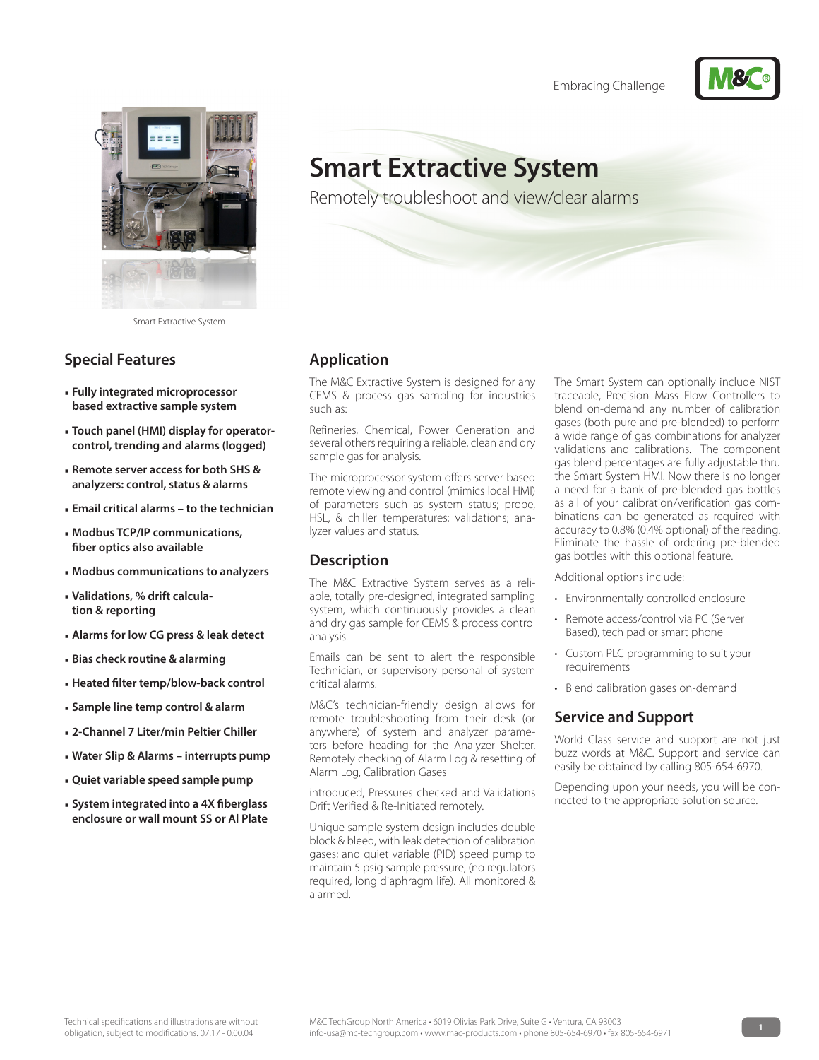Embracing Challenge

# Smart Extractive System

Remotely troubleshoot and view/clear alarms

Smart Extractive System

## Special Features

- **Fully integrated microprocessor based extractive sample system**
- **Touch panel (HMI) display for operator-control, trending and alarms (logged)**
- **Remote server access for both SHS & analyzers: control, status & alarms**
- **Email critical alarms – to the technician**
- **Modbus TCP/IP communications, fiber optics also available**
- **Modbus communications to analyzers**
- **Validations, % drift calculation & reporting**
- **Alarms for low CG press & leak detect**
- **Bias check routine & alarming**
- **Heated filter temp/blow-back control**
- **Sample line temp control & alarm**
- **2-Channel 7 Liter/min Peltier Chiller**
- **Water Slip & Alarms – interrupts pump**
- **Quiet variable speed sample pump**
- **System integrated into a 4X fiberglass enclosure or wall mount SS or Al Plate**

## Application

The M&C Extractive System is designed for any CEMS & process gas sampling for industries such as:

Refineries, Chemical, Power Generation and several others requiring a reliable, clean and dry sample gas for analysis.

The microprocessor system offers server based remote viewing and control (mimics local HMI) of parameters such as system status; probe, HSL, & chiller temperatures; validations; analyzer values and status.

## Description

The M&C Extractive System serves as a reliable, totally pre-designed, integrated sampling system, which continuously provides a clean and dry gas sample for CEMS & process control analysis.

Emails can be sent to alert the responsible Technician, or supervisory personal of system critical alarms.

M&C's technician-friendly design allows for remote troubleshooting from their desk (or anywhere) of system and analyzer parameters before heading for the Analyzer Shelter. Remotely checking of Alarm Log & resetting of Alarm Log, Calibration Gases

introduced, Pressures checked and Validations Drift Verified & Re-Initiated remotely.

Unique sample system design includes double block & bleed, with leak detection of calibration gases; and quiet variable (PID) speed pump to maintain 5 psig sample pressure, (no regulators required, long diaphragm life). All monitored & alarmed.

The Smart System can optionally include NIST traceable, Precision Mass Flow Controllers to blend on-demand any number of calibration gases (both pure and pre-blended) to perform a wide range of gas combinations for analyzer validations and calibrations. The component gas blend percentages are fully adjustable thru the Smart System HMI. Now there is no longer a need for a bank of pre-blended gas bottles as all of your calibration/verification gas combinations can be generated as required with accuracy to 0.8% (0.4% optional) of the reading. Eliminate the hassle of ordering pre-blended gas bottles with this optional feature.

Additional options include:

- Environmentally controlled enclosure
- Remote access/control via PC (Server Based), tech pad or smart phone
- Custom PLC programming to suit your requirements
- Blend calibration gases on-demand

## Service and Support

World Class service and support are not just buzz words at M&C. Support and service can easily be obtained by calling 805-654-6970.

Depending upon your needs, you will be connected to the appropriate solution source.

Technical specifications and illustrations are without obligation, subject to modifications. 07.17 - 0.00.04

M&C TechGroup North America • 6019 Olivias Park Drive, Suite G • Ventura, CA 93003
info-usa@mc-techgroup.com • www.mac-products.com • phone 805-654-6970 • fax 805-654-6971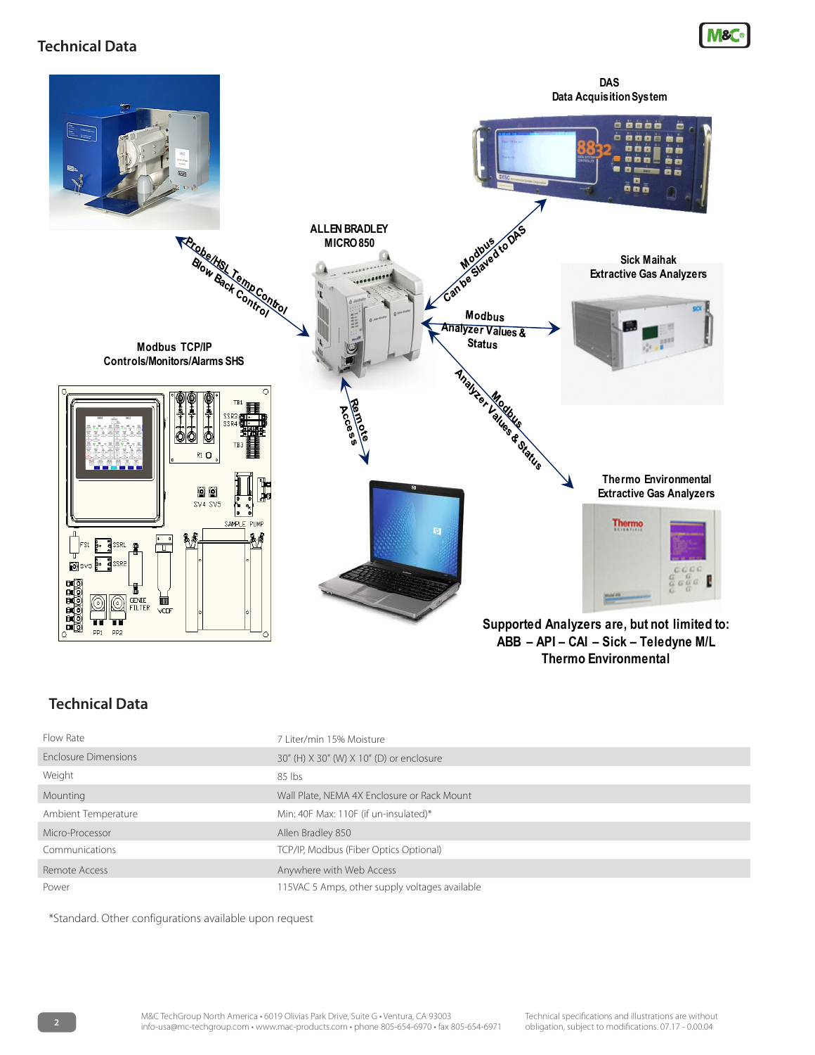## Technical Data

DAS
Data Acquisition System

ALLEN BRADLEY
MICRO 850

Probe/HSL Temp Control
Blow Back Control

Modbus
Can be Slaved to DAS

Sick Maihak
Extractive Gas Analyzers

Modbus
Analyzer Values &
Status

Modbus TCP/IP
Controls/Monitors/Alarms SHS

Remote
Access

Modbus
Analyzer Values & Status

Thermo Environmental
Extractive Gas Analyzers

**Supported Analyzers are, but not limited to:**
**ABB – API – CAI – Sick – Teledyne M/L**
**Thermo Environmental**

## Technical Data

| | |
|---|---|
| Flow Rate | 7 Liter/min 15% Moisture |
| Enclosure Dimensions | 30" (H) X 30" (W) X 10" (D) or enclosure |
| Weight | 85 lbs |
| Mounting | Wall Plate, NEMA 4X Enclosure or Rack Mount |
| Ambient Temperature | Min: 40F Max: 110F (if un-insulated)* |
| Micro-Processor | Allen Bradley 850 |
| Communications | TCP/IP, Modbus (Fiber Optics Optional) |
| Remote Access | Anywhere with Web Access |
| Power | 115VAC 5 Amps, other supply voltages available |

*Standard. Other configurations available upon request

M&C TechGroup North America • 6019 Olivias Park Drive, Suite G • Ventura, CA 93003
info-usa@mc-techgroup.com • www.mac-products.com • phone 805-654-6970 • fax 805-654-6971

Technical specifications and illustrations are without obligation, subject to modifications. 07.17 - 0.00.04